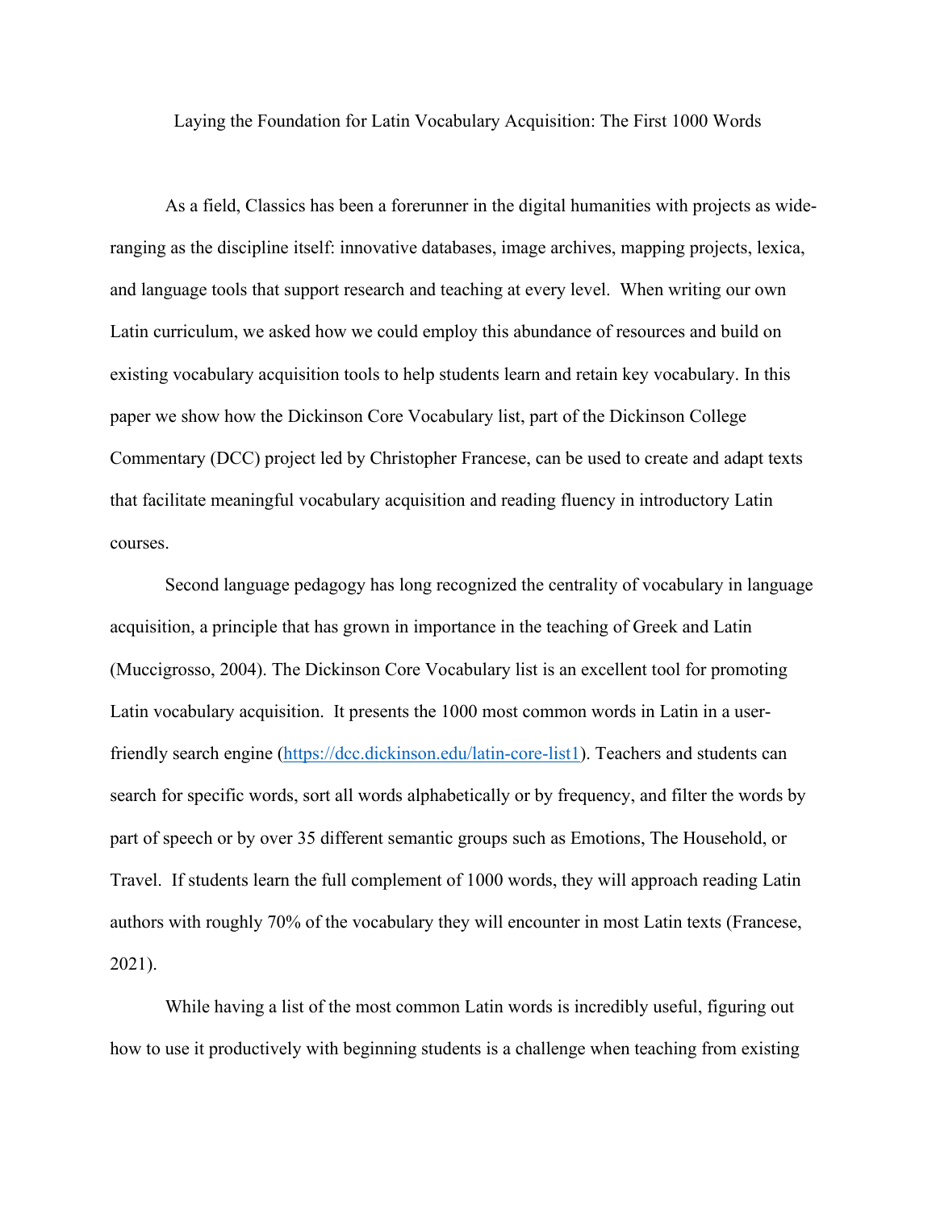# Laying the Foundation for Latin Vocabulary Acquisition: The First 1000 Words

As a field, Classics has been a forerunner in the digital humanities with projects as wide-ranging as the discipline itself: innovative databases, image archives, mapping projects, lexica, and language tools that support research and teaching at every level. When writing our own Latin curriculum, we asked how we could employ this abundance of resources and build on existing vocabulary acquisition tools to help students learn and retain key vocabulary. In this paper we show how the Dickinson Core Vocabulary list, part of the Dickinson College Commentary (DCC) project led by Christopher Francese, can be used to create and adapt texts that facilitate meaningful vocabulary acquisition and reading fluency in introductory Latin courses.

Second language pedagogy has long recognized the centrality of vocabulary in language acquisition, a principle that has grown in importance in the teaching of Greek and Latin (Muccigrosso, 2004). The Dickinson Core Vocabulary list is an excellent tool for promoting Latin vocabulary acquisition. It presents the 1000 most common words in Latin in a user-friendly search engine (https://dcc.dickinson.edu/latin-core-list1). Teachers and students can search for specific words, sort all words alphabetically or by frequency, and filter the words by part of speech or by over 35 different semantic groups such as Emotions, The Household, or Travel. If students learn the full complement of 1000 words, they will approach reading Latin authors with roughly 70% of the vocabulary they will encounter in most Latin texts (Francese, 2021).

While having a list of the most common Latin words is incredibly useful, figuring out how to use it productively with beginning students is a challenge when teaching from existing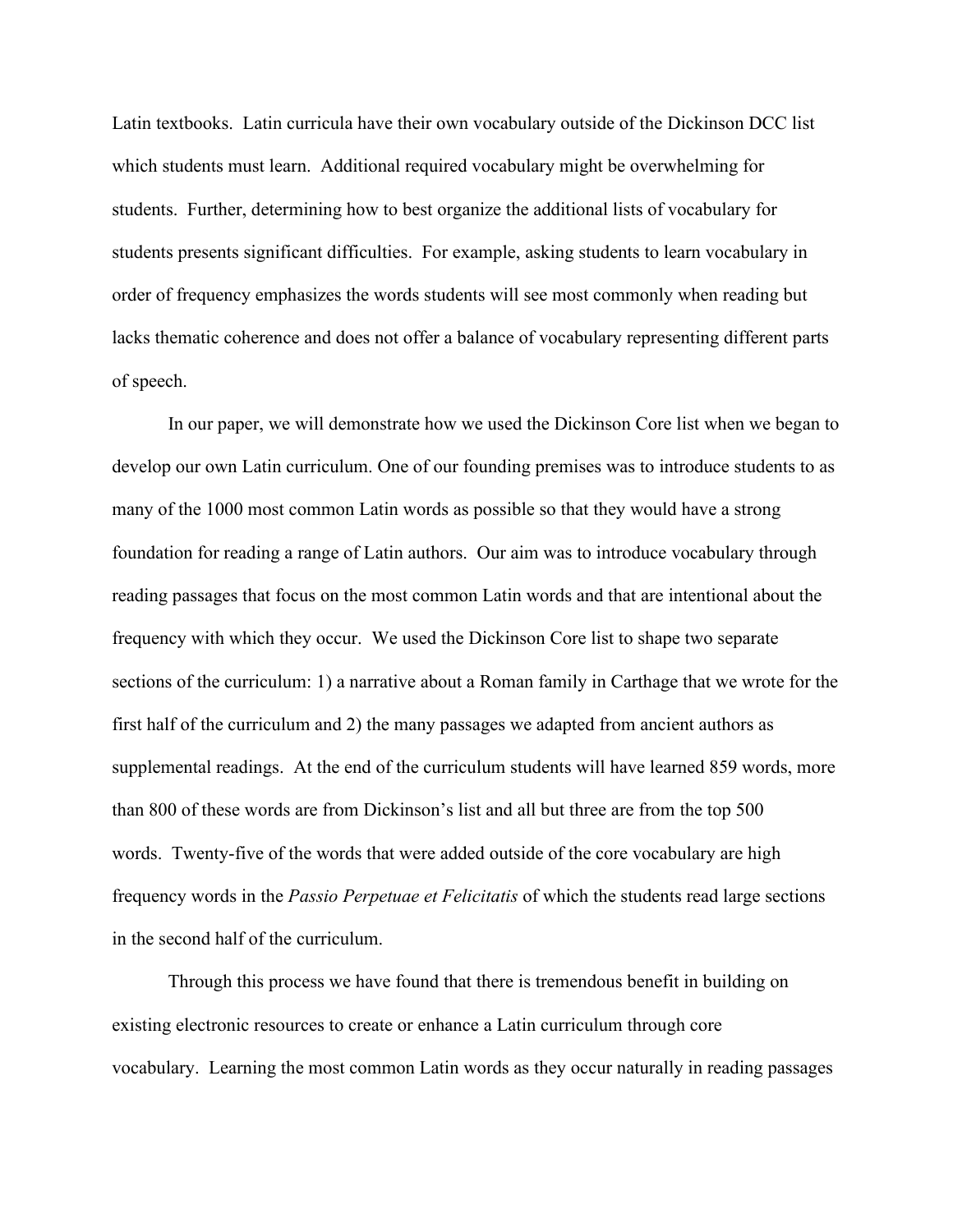Latin textbooks. Latin curricula have their own vocabulary outside of the Dickinson DCC list which students must learn. Additional required vocabulary might be overwhelming for students. Further, determining how to best organize the additional lists of vocabulary for students presents significant difficulties. For example, asking students to learn vocabulary in order of frequency emphasizes the words students will see most commonly when reading but lacks thematic coherence and does not offer a balance of vocabulary representing different parts of speech.

In our paper, we will demonstrate how we used the Dickinson Core list when we began to develop our own Latin curriculum. One of our founding premises was to introduce students to as many of the 1000 most common Latin words as possible so that they would have a strong foundation for reading a range of Latin authors. Our aim was to introduce vocabulary through reading passages that focus on the most common Latin words and that are intentional about the frequency with which they occur. We used the Dickinson Core list to shape two separate sections of the curriculum: 1) a narrative about a Roman family in Carthage that we wrote for the first half of the curriculum and 2) the many passages we adapted from ancient authors as supplemental readings. At the end of the curriculum students will have learned 859 words, more than 800 of these words are from Dickinson's list and all but three are from the top 500 words. Twenty-five of the words that were added outside of the core vocabulary are high frequency words in the *Passio Perpetuae et Felicitatis* of which the students read large sections in the second half of the curriculum.

Through this process we have found that there is tremendous benefit in building on existing electronic resources to create or enhance a Latin curriculum through core vocabulary. Learning the most common Latin words as they occur naturally in reading passages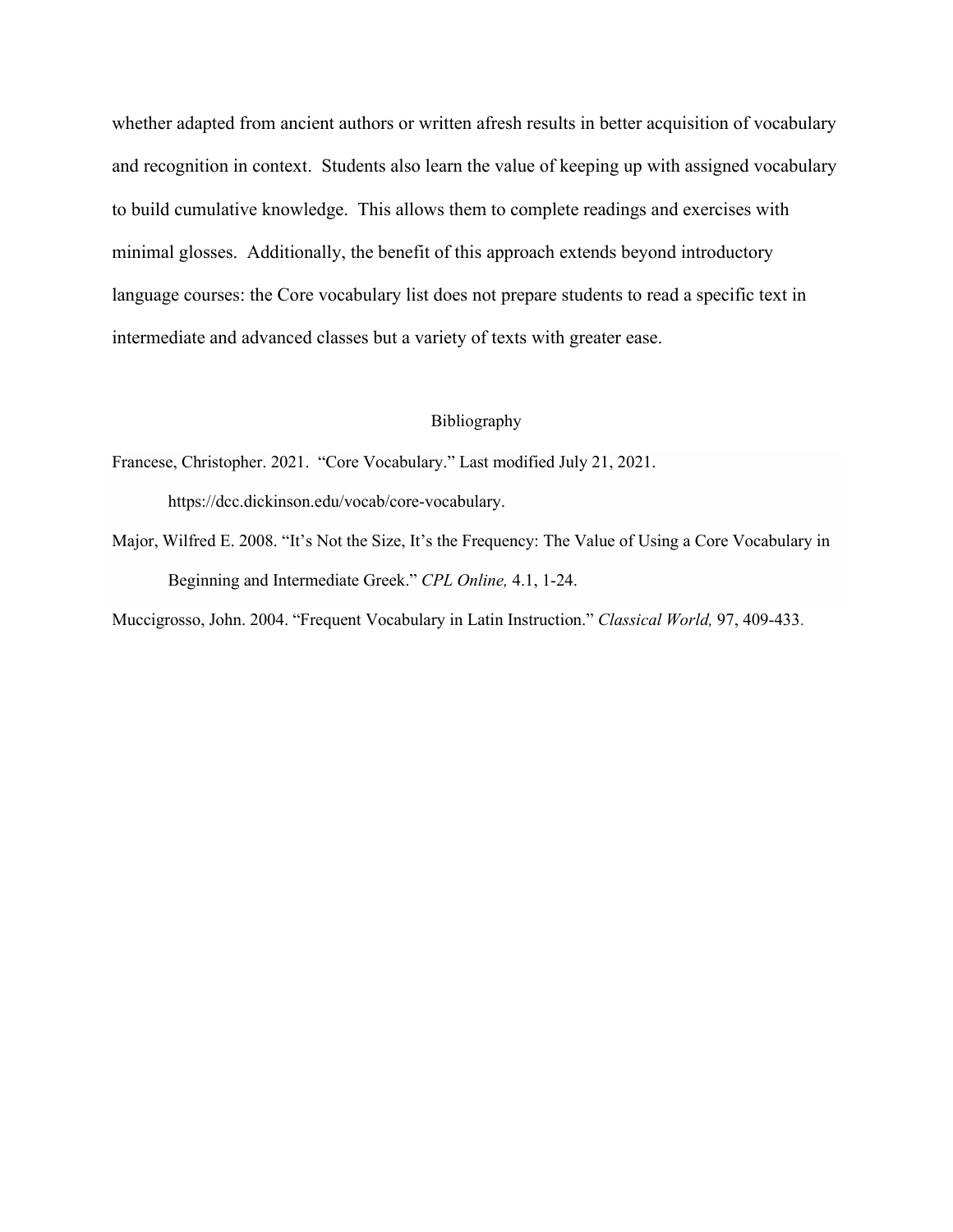whether adapted from ancient authors or written afresh results in better acquisition of vocabulary and recognition in context. Students also learn the value of keeping up with assigned vocabulary to build cumulative knowledge. This allows them to complete readings and exercises with minimal glosses. Additionally, the benefit of this approach extends beyond introductory language courses: the Core vocabulary list does not prepare students to read a specific text in intermediate and advanced classes but a variety of texts with greater ease.

## Bibliography

Francese, Christopher. 2021. "Core Vocabulary." Last modified July 21, 2021. https://dcc.dickinson.edu/vocab/core-vocabulary.

Major, Wilfred E. 2008. "It's Not the Size, It's the Frequency: The Value of Using a Core Vocabulary in Beginning and Intermediate Greek." *CPL Online,* 4.1, 1-24.

Muccigrosso, John. 2004. "Frequent Vocabulary in Latin Instruction." *Classical World,* 97, 409-433.